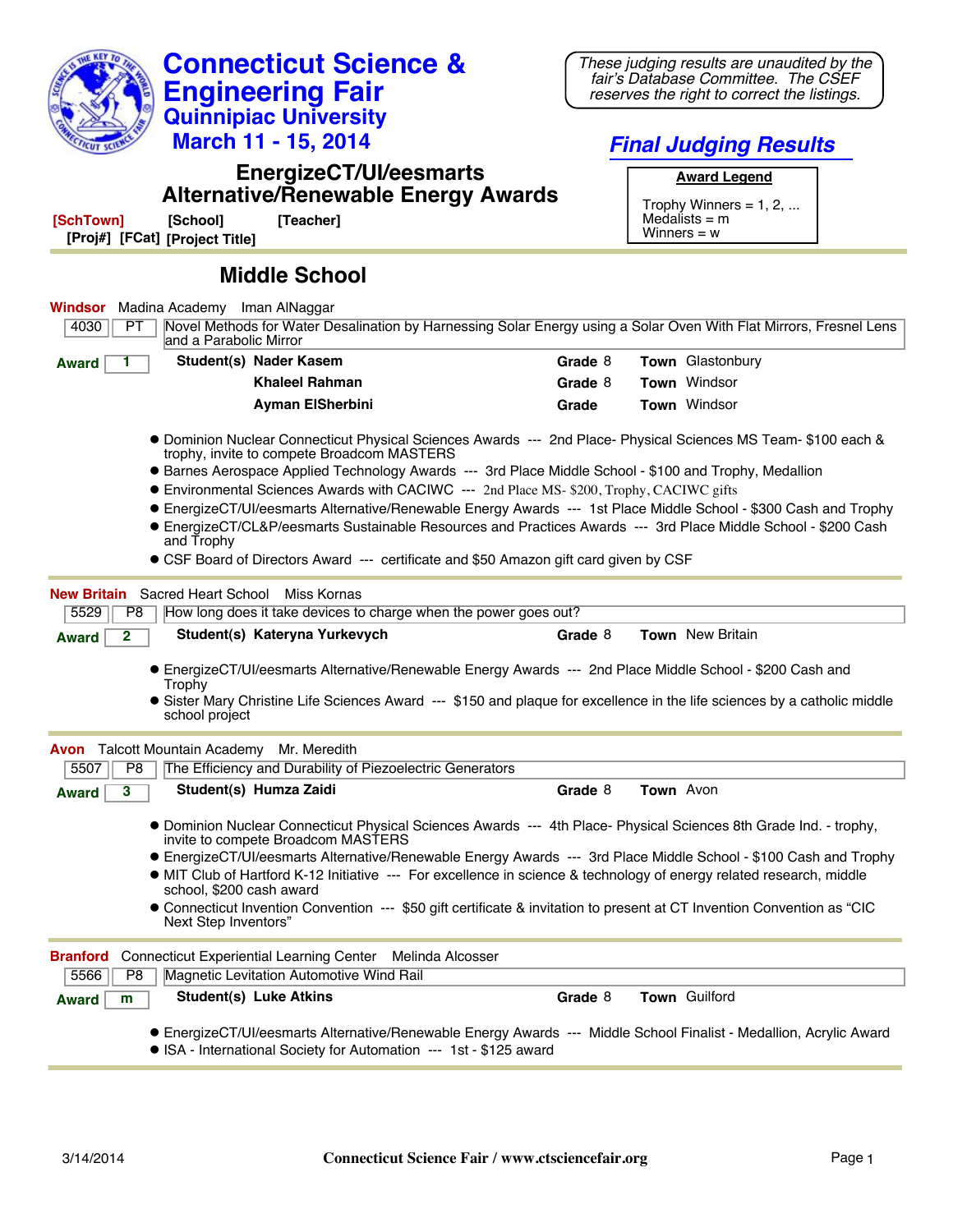# Connecticut Science & Engineering Fair

## Quinnipiac University

## March 11 - 15, 2014

*These judging results are unaudited by the fair's Database Committee. The CSEF reserves the right to correct the listings.*

## *Final Judging Results*

## EnergizeCT/UI/eesmarts Alternative/Renewable Energy Awards

**Award Legend**

Trophy Winners = 1, 2, ...
Medalists = m
Winners = w

[SchTown] [School] [Teacher]
[Proj#] [FCat] [Project Title]

## Middle School

---

**Windsor** Madina Academy Iman AlNaggar

| 4030 | PT | Novel Methods for Water Desalination by Harnessing Solar Energy using a Solar Oven With Flat Mirrors, Fresnel Lens and a Parabolic Mirror |
|---|---|---|

**Award** 1

| Student(s) | Grade | Town |
|---|---|---|
| **Nader Kasem** | 8 | Glastonbury |
| **Khaleel Rahman** | 8 | Windsor |
| **Ayman ElSherbini** | | Windsor |

- Dominion Nuclear Connecticut Physical Sciences Awards --- 2nd Place- Physical Sciences MS Team- $100 each & trophy, invite to compete Broadcom MASTERS
- Barnes Aerospace Applied Technology Awards --- 3rd Place Middle School - $100 and Trophy, Medallion
- Environmental Sciences Awards with CACIWC --- 2nd Place MS- $200, Trophy, CACIWC gifts
- EnergizeCT/UI/eesmarts Alternative/Renewable Energy Awards --- 1st Place Middle School - $300 Cash and Trophy
- EnergizeCT/CL&P/eesmarts Sustainable Resources and Practices Awards --- 3rd Place Middle School - $200 Cash and Trophy
- CSF Board of Directors Award --- certificate and $50 Amazon gift card given by CSF

---

**New Britain** Sacred Heart School Miss Kornas

| 5529 | P8 | How long does it take devices to charge when the power goes out? |
|---|---|---|

**Award** 2

| Student(s) | Grade | Town |
|---|---|---|
| **Kateryna Yurkevych** | 8 | New Britain |

- EnergizeCT/UI/eesmarts Alternative/Renewable Energy Awards --- 2nd Place Middle School - $200 Cash and Trophy
- Sister Mary Christine Life Sciences Award --- $150 and plaque for excellence in the life sciences by a catholic middle school project

---

**Avon** Talcott Mountain Academy Mr. Meredith

| 5507 | P8 | The Efficiency and Durability of Piezoelectric Generators |
|---|---|---|

**Award** 3

| Student(s) | Grade | Town |
|---|---|---|
| **Humza Zaidi** | 8 | Avon |

- Dominion Nuclear Connecticut Physical Sciences Awards --- 4th Place- Physical Sciences 8th Grade Ind. - trophy, invite to compete Broadcom MASTERS
- EnergizeCT/UI/eesmarts Alternative/Renewable Energy Awards --- 3rd Place Middle School - $100 Cash and Trophy
- MIT Club of Hartford K-12 Initiative --- For excellence in science & technology of energy related research, middle school, $200 cash award
- Connecticut Invention Convention --- $50 gift certificate & invitation to present at CT Invention Convention as "CIC Next Step Inventors"

---

**Branford** Connecticut Experiential Learning Center Melinda Alcosser

| 5566 | P8 | Magnetic Levitation Automotive Wind Rail |
|---|---|---|

**Award** m

| Student(s) | Grade | Town |
|---|---|---|
| **Luke Atkins** | 8 | Guilford |

- EnergizeCT/UI/eesmarts Alternative/Renewable Energy Awards --- Middle School Finalist - Medallion, Acrylic Award
- ISA - International Society for Automation --- 1st - $125 award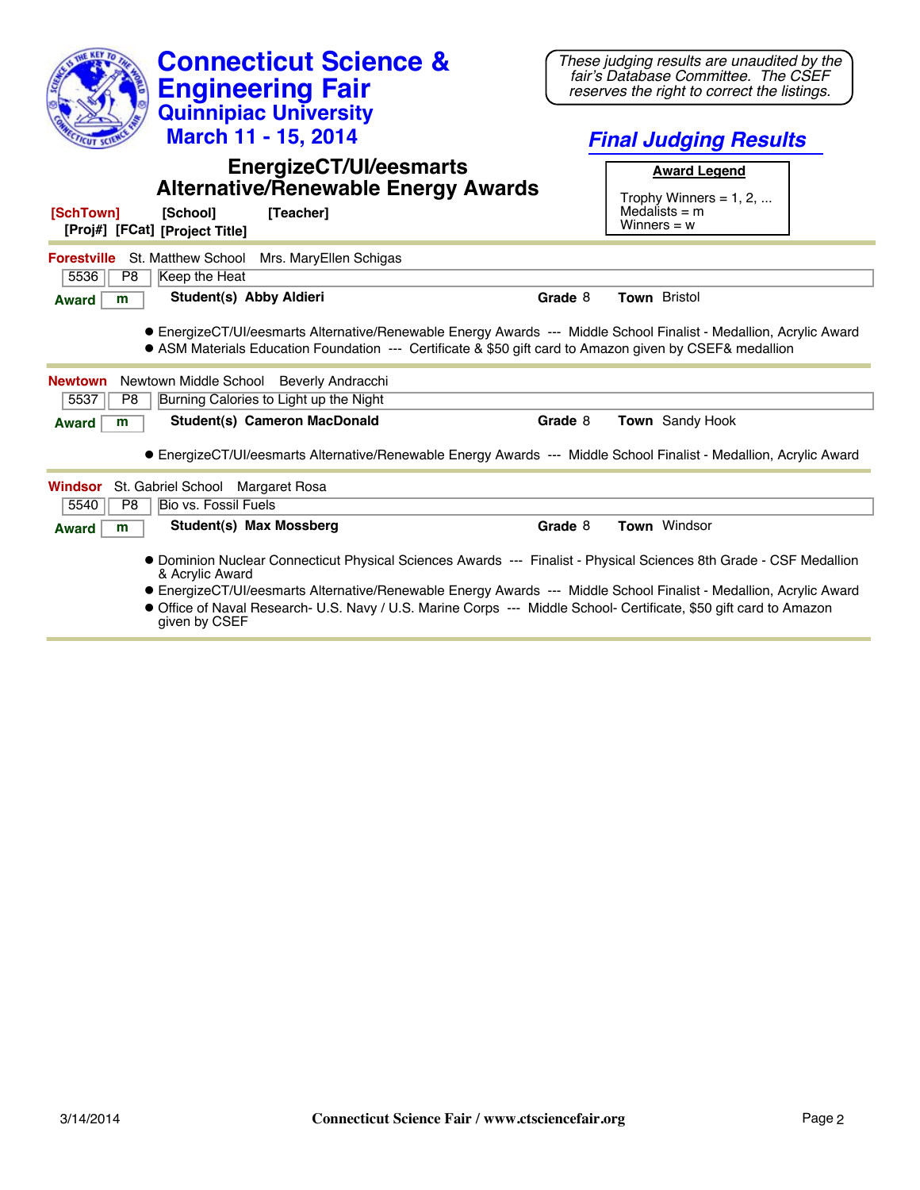# Connecticut Science & Engineering Fair

## Quinnipiac University

## March 11 - 15, 2014

*These judging results are unaudited by the fair's Database Committee. The CSEF reserves the right to correct the listings.*

## *Final Judging Results*

### EnergizeCT/UI/eesmarts Alternative/Renewable Energy Awards

**Award Legend**

Trophy Winners = 1, 2, ...
Medalists = m
Winners = w

**[SchTown]** **[School]** **[Teacher]**
**[Proj#]** **[FCat]** **[Project Title]**

---

**Forestville** St. Matthew School Mrs. MaryEllen Schigas

| 5536 | P8 | Keep the Heat |
|---|---|---|

**Award** m **Student(s) Abby Aldieri** **Grade** 8 **Town** Bristol

- EnergizeCT/UI/eesmarts Alternative/Renewable Energy Awards --- Middle School Finalist - Medallion, Acrylic Award
- ASM Materials Education Foundation --- Certificate & $50 gift card to Amazon given by CSEF& medallion

---

**Newtown** Newtown Middle School Beverly Andracchi

| 5537 | P8 | Burning Calories to Light up the Night |
|---|---|---|

**Award** m **Student(s) Cameron MacDonald** **Grade** 8 **Town** Sandy Hook

- EnergizeCT/UI/eesmarts Alternative/Renewable Energy Awards --- Middle School Finalist - Medallion, Acrylic Award

---

**Windsor** St. Gabriel School Margaret Rosa

| 5540 | P8 | Bio vs. Fossil Fuels |
|---|---|---|

**Award** m **Student(s) Max Mossberg** **Grade** 8 **Town** Windsor

- Dominion Nuclear Connecticut Physical Sciences Awards --- Finalist - Physical Sciences 8th Grade - CSF Medallion & Acrylic Award
- EnergizeCT/UI/eesmarts Alternative/Renewable Energy Awards --- Middle School Finalist - Medallion, Acrylic Award
- Office of Naval Research- U.S. Navy / U.S. Marine Corps --- Middle School- Certificate, $50 gift card to Amazon given by CSEF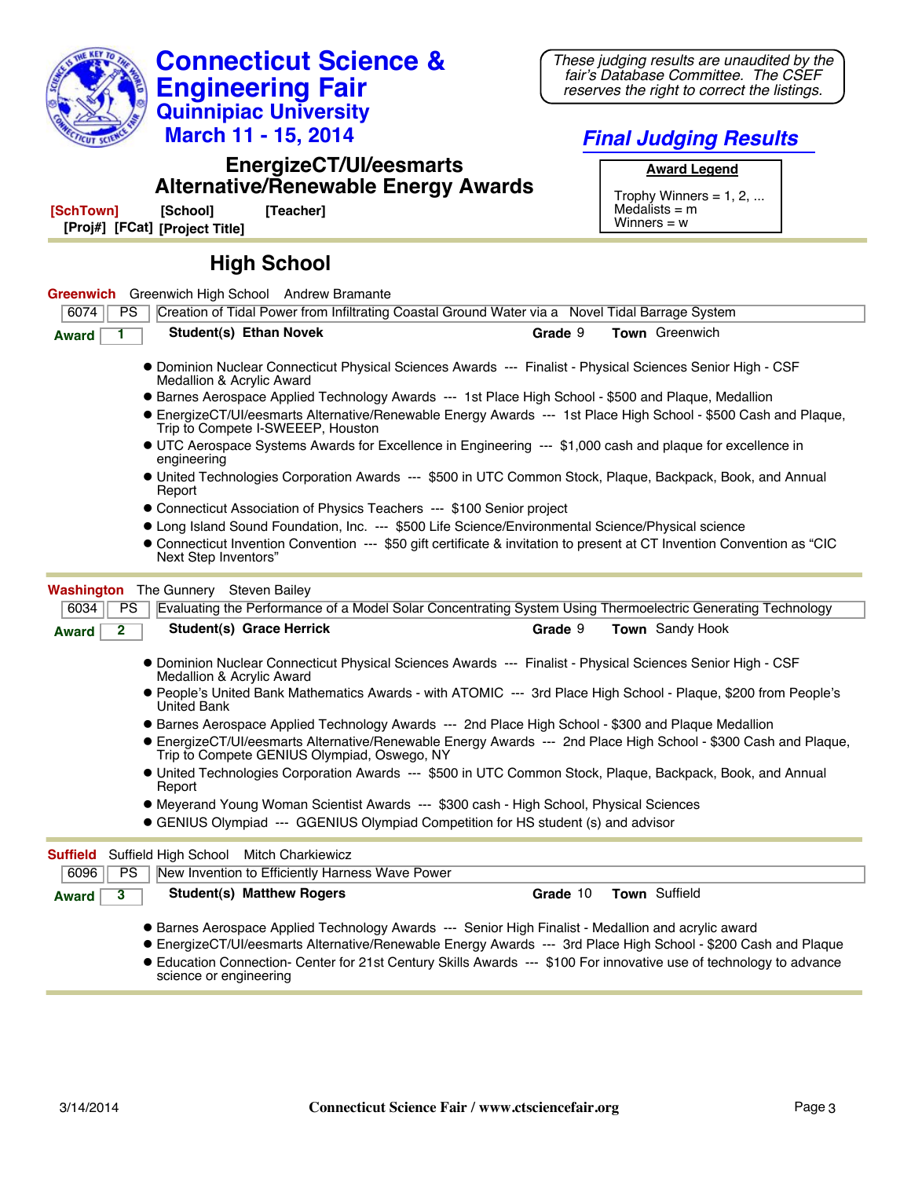# Connecticut Science & Engineering Fair
## Quinnipiac University
## March 11 - 15, 2014

*These judging results are unaudited by the fair's Database Committee. The CSEF reserves the right to correct the listings.*

## *Final Judging Results*

## EnergizeCT/UI/eesmarts Alternative/Renewable Energy Awards

**Award Legend**

Trophy Winners = 1, 2, ...
Medalists = m
Winners = w

**[SchTown]** **[School]** **[Teacher]**
**[Proj#]** **[FCat]** **[Project Title]**

## High School

**Greenwich** Greenwich High School Andrew Bramante

| 6074 | PS | Creation of Tidal Power from Infiltrating Coastal Ground Water via a Novel Tidal Barrage System |
|---|---|---|

**Award** 1 **Student(s) Ethan Novek** **Grade** 9 **Town** Greenwich

- Dominion Nuclear Connecticut Physical Sciences Awards --- Finalist - Physical Sciences Senior High - CSF Medallion & Acrylic Award
- Barnes Aerospace Applied Technology Awards --- 1st Place High School - $500 and Plaque, Medallion
- EnergizeCT/UI/eesmarts Alternative/Renewable Energy Awards --- 1st Place High School - $500 Cash and Plaque, Trip to Compete I-SWEEEP, Houston
- UTC Aerospace Systems Awards for Excellence in Engineering --- $1,000 cash and plaque for excellence in engineering
- United Technologies Corporation Awards --- $500 in UTC Common Stock, Plaque, Backpack, Book, and Annual Report
- Connecticut Association of Physics Teachers --- $100 Senior project
- Long Island Sound Foundation, Inc. --- $500 Life Science/Environmental Science/Physical science
- Connecticut Invention Convention --- $50 gift certificate & invitation to present at CT Invention Convention as "CIC Next Step Inventors"

**Washington** The Gunnery Steven Bailey

| 6034 | PS | Evaluating the Performance of a Model Solar Concentrating System Using Thermoelectric Generating Technology |
|---|---|---|

**Award** 2 **Student(s) Grace Herrick** **Grade** 9 **Town** Sandy Hook

- Dominion Nuclear Connecticut Physical Sciences Awards --- Finalist - Physical Sciences Senior High - CSF Medallion & Acrylic Award
- People's United Bank Mathematics Awards - with ATOMIC --- 3rd Place High School - Plaque, $200 from People's United Bank
- Barnes Aerospace Applied Technology Awards --- 2nd Place High School - $300 and Plaque Medallion
- EnergizeCT/UI/eesmarts Alternative/Renewable Energy Awards --- 2nd Place High School - $300 Cash and Plaque, Trip to Compete GENIUS Olympiad, Oswego, NY
- United Technologies Corporation Awards --- $500 in UTC Common Stock, Plaque, Backpack, Book, and Annual Report
- Meyerand Young Woman Scientist Awards --- $300 cash - High School, Physical Sciences
- GENIUS Olympiad --- GGENIUS Olympiad Competition for HS student (s) and advisor

**Suffield** Suffield High School Mitch Charkiewicz

| 6096 | PS | New Invention to Efficiently Harness Wave Power |
|---|---|---|

**Award** 3 **Student(s) Matthew Rogers** **Grade** 10 **Town** Suffield

- Barnes Aerospace Applied Technology Awards --- Senior High Finalist - Medallion and acrylic award
- EnergizeCT/UI/eesmarts Alternative/Renewable Energy Awards --- 3rd Place High School - $200 Cash and Plaque
- Education Connection- Center for 21st Century Skills Awards --- $100 For innovative use of technology to advance science or engineering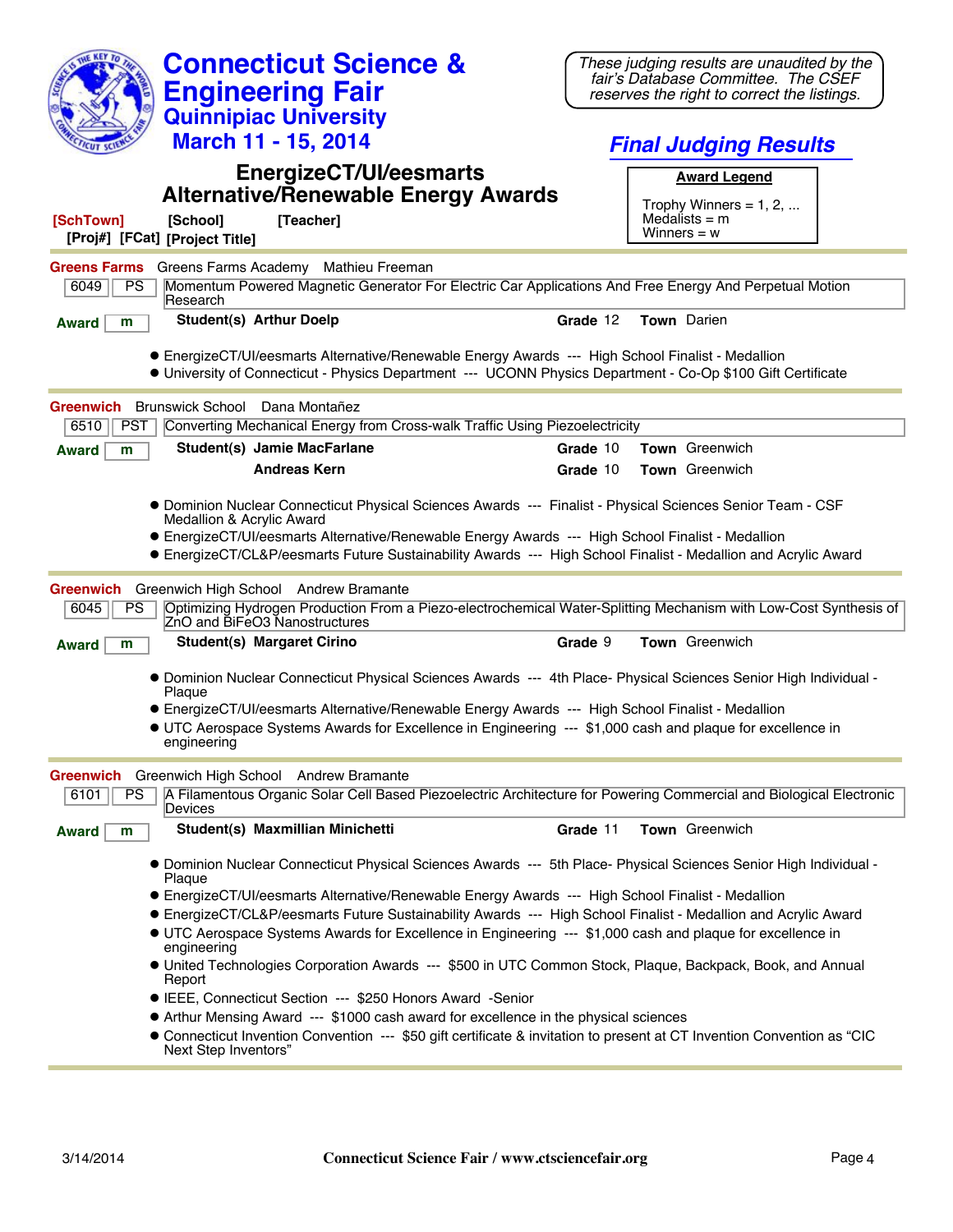# Connecticut Science & Engineering Fair
## Quinnipiac University
## March 11 - 15, 2014

*These judging results are unaudited by the fair's Database Committee. The CSEF reserves the right to correct the listings.*

## *Final Judging Results*

## EnergizeCT/UI/eesmarts Alternative/Renewable Energy Awards

**Award Legend**

Trophy Winners = 1, 2, ...
Medalists = m
Winners = w

**[SchTown]** **[School]** **[Teacher]**
**[Proj#]** **[FCat]** **[Project Title]**

---

**Greens Farms** Greens Farms Academy Mathieu Freeman

| 6049 | PS | Momentum Powered Magnetic Generator For Electric Car Applications And Free Energy And Perpetual Motion Research |
|---|---|---|

**Award** m — **Student(s) Arthur Doelp** — **Grade** 12 — **Town** Darien

- EnergizeCT/UI/eesmarts Alternative/Renewable Energy Awards --- High School Finalist - Medallion
- University of Connecticut - Physics Department --- UCONN Physics Department - Co-Op $100 Gift Certificate

---

**Greenwich** Brunswick School Dana Montañez

| 6510 | PST | Converting Mechanical Energy from Cross-walk Traffic Using Piezoelectricity |
|---|---|---|

**Award** m — **Student(s) Jamie MacFarlane** — **Grade** 10 — **Town** Greenwich
**Andreas Kern** — **Grade** 10 — **Town** Greenwich

- Dominion Nuclear Connecticut Physical Sciences Awards --- Finalist - Physical Sciences Senior Team - CSF Medallion & Acrylic Award
- EnergizeCT/UI/eesmarts Alternative/Renewable Energy Awards --- High School Finalist - Medallion
- EnergizeCT/CL&P/eesmarts Future Sustainability Awards --- High School Finalist - Medallion and Acrylic Award

---

**Greenwich** Greenwich High School Andrew Bramante

| 6045 | PS | Optimizing Hydrogen Production From a Piezo-electrochemical Water-Splitting Mechanism with Low-Cost Synthesis of ZnO and $BiFeO_3$ Nanostructures |
|---|---|---|

**Award** m — **Student(s) Margaret Cirino** — **Grade** 9 — **Town** Greenwich

- Dominion Nuclear Connecticut Physical Sciences Awards --- 4th Place- Physical Sciences Senior High Individual - Plaque
- EnergizeCT/UI/eesmarts Alternative/Renewable Energy Awards --- High School Finalist - Medallion
- UTC Aerospace Systems Awards for Excellence in Engineering --- $1,000 cash and plaque for excellence in engineering

---

**Greenwich** Greenwich High School Andrew Bramante

| 6101 | PS | A Filamentous Organic Solar Cell Based Piezoelectric Architecture for Powering Commercial and Biological Electronic Devices |
|---|---|---|

**Award** m — **Student(s) Maxmillian Minichetti** — **Grade** 11 — **Town** Greenwich

- Dominion Nuclear Connecticut Physical Sciences Awards --- 5th Place- Physical Sciences Senior High Individual - Plaque
- EnergizeCT/UI/eesmarts Alternative/Renewable Energy Awards --- High School Finalist - Medallion
- EnergizeCT/CL&P/eesmarts Future Sustainability Awards --- High School Finalist - Medallion and Acrylic Award
- UTC Aerospace Systems Awards for Excellence in Engineering --- $1,000 cash and plaque for excellence in engineering
- United Technologies Corporation Awards --- $500 in UTC Common Stock, Plaque, Backpack, Book, and Annual Report
- IEEE, Connecticut Section --- $250 Honors Award -Senior
- Arthur Mensing Award --- $1000 cash award for excellence in the physical sciences
- Connecticut Invention Convention --- $50 gift certificate & invitation to present at CT Invention Convention as "CIC Next Step Inventors"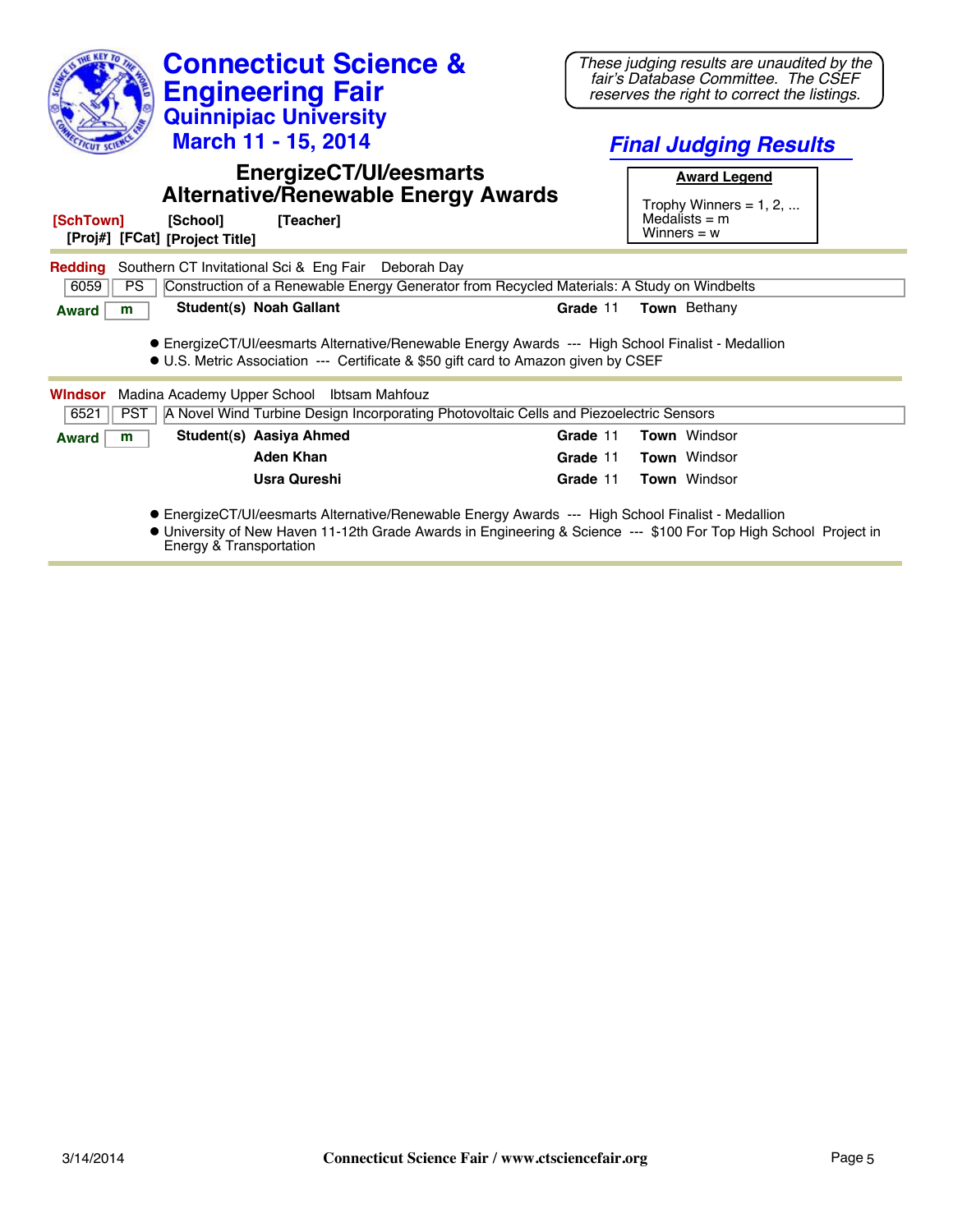# Connecticut Science & Engineering Fair

## Quinnipiac University

## March 11 - 15, 2014

*These judging results are unaudited by the fair's Database Committee. The CSEF reserves the right to correct the listings.*

***Final Judging Results***

## EnergizeCT/UI/eesmarts Alternative/Renewable Energy Awards

**Award Legend**

Trophy Winners = 1, 2, ...
Medalists = m
Winners = w

**[SchTown]** **[School]** **[Teacher]**
**[Proj#]** **[FCat]** **[Project Title]**

---

**Redding** Southern CT Invitational Sci & Eng Fair Deborah Day

6059 | PS | Construction of a Renewable Energy Generator from Recycled Materials: A Study on Windbelts

**Award** m **Student(s)** **Noah Gallant** **Grade** 11 **Town** Bethany

- EnergizeCT/UI/eesmarts Alternative/Renewable Energy Awards --- High School Finalist - Medallion
- U.S. Metric Association --- Certificate & $50 gift card to Amazon given by CSEF

---

**WIndsor** Madina Academy Upper School Ibtsam Mahfouz

6521 | PST | A Novel Wind Turbine Design Incorporating Photovoltaic Cells and Piezoelectric Sensors

**Award** m **Student(s)**

| Student | Grade | Town |
| --- | --- | --- |
| **Aasiya Ahmed** | 11 | Windsor |
| **Aden Khan** | 11 | Windsor |
| **Usra Qureshi** | 11 | Windsor |

- EnergizeCT/UI/eesmarts Alternative/Renewable Energy Awards --- High School Finalist - Medallion
- University of New Haven 11-12th Grade Awards in Engineering & Science --- $100 For Top High School Project in Energy & Transportation